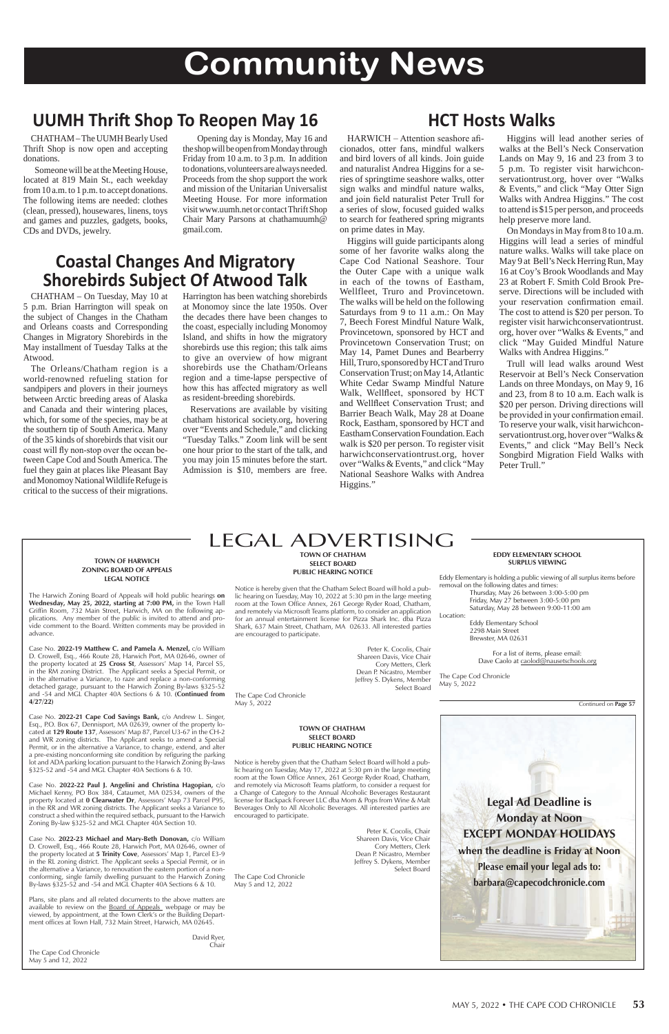# Community News

## UUMH Thrift Shop To Reopen May 16

CHATHAM – The UUMH Bearly Used Thrift Shop is now open and accepting donations.

Someone will be at the Meeting House, located at 819 Main St., each weekday from 10 a.m. to 1 p.m. to accept donations. The following items are needed: clothes (clean, pressed), housewares, linens, toys and games and puzzles, gadgets, books, CDs and DVDs, jewelry.

Opening day is Monday, May 16 and the shop will be open from Monday through Friday from 10 a.m. to 3 p.m. In addition to donations, volunteers are always needed. Proceeds from the shop support the work and mission of the Unitarian Universalist Meeting House. For more information visit www.uumh.net or contact Thrift Shop Chair Mary Parsons at chathamuumh@gmail.com.

## Coastal Changes And Migratory Shorebirds Subject Of Atwood Talk

CHATHAM – On Tuesday, May 10 at 5 p.m. Brian Harrington will speak on the subject of Changes in the Chatham and Orleans coasts and Corresponding Changes in Migratory Shorebirds in the May installment of Tuesday Talks at the Atwood.

The Orleans/Chatham region is a world-renowned refueling station for sandpipers and plovers in their journeys between Arctic breeding areas of Alaska and Canada and their wintering places, which, for some of the species, may be at the southern tip of South America. Many of the 35 kinds of shorebirds that visit our coast will fly non-stop over the ocean between Cape Cod and South America. The fuel they gain at places like Pleasant Bay and Monomoy National Wildlife Refuge is critical to the success of their migrations.

Harrington has been watching shorebirds at Monomoy since the late 1950s. Over the decades there have been changes to the coast, especially including Monomoy Island, and shifts in how the migratory shorebirds use this region; this talk aims to give an overview of how migrant shorebirds use the Chatham/Orleans region and a time-lapse perspective of how this has affected migratory as well as resident-breeding shorebirds.

Reservations are available by visiting chatham historical society.org, hovering over "Events and Schedule," and clicking "Tuesday Talks." Zoom link will be sent one hour prior to the start of the talk, and you may join 15 minutes before the start. Admission is $10, members are free.

## HCT Hosts Walks

HARWICH – Attention seashore aficionados, otter fans, mindful walkers and bird lovers of all kinds. Join guide and naturalist Andrea Higgins for a series of springtime seashore walks, otter sign walks and mindful nature walks, and join field naturalist Peter Trull for a series of slow, focused guided walks to search for feathered spring migrants on prime dates in May.

Higgins will guide participants along some of her favorite walks along the Cape Cod National Seashore. Tour the Outer Cape with a unique walk in each of the towns of Eastham, Wellfleet, Truro and Provincetown. The walks will be held on the following Saturdays from 9 to 11 a.m.: On May 7, Beech Forest Mindful Nature Walk, Provincetown, sponsored by HCT and Provincetown Conservation Trust; on May 14, Pamet Dunes and Bearberry Hill, Truro, sponsored by HCT and Truro Conservation Trust; on May 14, Atlantic White Cedar Swamp Mindful Nature Walk, Wellfleet, sponsored by HCT and Wellfleet Conservation Trust; and Barrier Beach Walk, May 28 at Doane Rock, Eastham, sponsored by HCT and Eastham Conservation Foundation. Each walk is $20 per person. To register visit harwichconservationtrust.org, hover over "Walks & Events," and click "May National Seashore Walks with Andrea Higgins."

Higgins will lead another series of walks at the Bell's Neck Conservation Lands on May 9, 16 and 23 from 3 to 5 p.m. To register visit harwichconservationtrust.org, hover over "Walks & Events," and click "May Otter Sign Walks with Andrea Higgins." The cost to attend is $15 per person, and proceeds help preserve more land.

On Mondays in May from 8 to 10 a.m. Higgins will lead a series of mindful nature walks. Walks will take place on May 9 at Bell's Neck Herring Run, May 16 at Coy's Brook Woodlands and May 23 at Robert F. Smith Cold Brook Preserve. Directions will be included with your reservation confirmation email. The cost to attend is $20 per person. To register visit harwichconservationtrust.org, hover over "Walks & Events," and click "May Guided Mindful Nature Walks with Andrea Higgins."

Trull will lead walks around West Reservoir at Bell's Neck Conservation Lands on three Mondays, on May 9, 16 and 23, from 8 to 10 a.m. Each walk is $20 per person. Driving directions will be provided in your confirmation email. To reserve your walk, visit harwichconservationtrust.org, hover over "Walks & Events," and click "May Bell's Neck Songbird Migration Field Walks with Peter Trull."

# LEGAL ADVERTISING

**TOWN OF HARWICH**
**ZONING BOARD OF APPEALS**
**LEGAL NOTICE**

The Harwich Zoning Board of Appeals will hold public hearings **on Wednesday, May 25, 2022, starting at 7:00 PM,** in the Town Hall Griffin Room, 732 Main Street, Harwich, MA on the following applications. Any member of the public is invited to attend and provide comment to the Board. Written comments may be provided in advance.

Case No. **2022-19 Matthew C. and Pamela A. Menzel,** c/o William D. Crowell, Esq., 466 Route 28, Harwich Port, MA 02646, owner of the property located at **25 Cross St**, Assessors' Map 14, Parcel S5, in the RM zoning District. The Applicant seeks a Special Permit, or in the alternative a Variance, to raze and replace a non-conforming detached garage, pursuant to the Harwich Zoning By-laws §325-52 and -54 and MGL Chapter 40A Sections 6 & 10. (**Continued from 4/27/22**)

Case No. **2022-21 Cape Cod Savings Bank,** c/o Andrew L. Singer, Esq., P.O. Box 67, Dennisport, MA 02639, owner of the property located at **129 Route 137**, Assessors' Map 87, Parcel U3-67 in the CH-2 and WR zoning districts. The Applicant seeks to amend a Special Permit, or in the alternative a Variance, to change, extend, and alter a pre-existing nonconforming site condition by refiguring the parking lot and ADA parking location pursuant to the Harwich Zoning By-laws §325-52 and -54 and MGL Chapter 40A Sections 6 & 10.

Case No. **2022-22 Paul J. Angelini and Christina Hagopian,** c/o Michael Kenny, PO Box 384, Cataumet, MA 02534, owners of the property located at **0 Clearwater Dr**, Assessors' Map 73 Parcel P95, in the RR and WR zoning districts. The Applicant seeks a Variance to construct a shed within the required setback, pursuant to the Harwich Zoning By-law §325-52 and MGL Chapter 40A Section 10.

Case No. **2022-23 Michael and Mary-Beth Donovan,** c/o William D. Crowell, Esq., 466 Route 28, Harwich Port, MA 02646, owner of the property located at **5 Trinity Cove**, Assessors' Map 1, Parcel E3-9 in the RL zoning district. The Applicant seeks a Special Permit, or in the alternative a Variance, to renovation the eastern portion of a nonconforming, single family dwelling pursuant to the Harwich Zoning By-laws §325-52 and -54 and MGL Chapter 40A Sections 6 & 10.

Plans, site plans and all related documents to the above matters are available to review on the Board of Appeals webpage or may be viewed, by appointment, at the Town Clerk's or the Building Department offices at Town Hall, 732 Main Street, Harwich, MA 02645.

David Ryer,
Chair

The Cape Cod Chronicle
May 5 and 12, 2022

**TOWN OF CHATHAM**
**SELECT BOARD**
**PUBLIC HEARING NOTICE**

Notice is hereby given that the Chatham Select Board will hold a public hearing on Tuesday, May 10, 2022 at 5:30 pm in the large meeting room at the Town Office Annex, 261 George Ryder Road, Chatham, and remotely via Microsoft Teams platform, to consider an application for an annual entertainment license for Pizza Shark Inc. dba Pizza Shark, 637 Main Street, Chatham, MA 02633. All interested parties are encouraged to participate.

Peter K. Cocolis, Chair
Shareen Davis, Vice Chair
Cory Metters, Clerk
Dean P. Nicastro, Member
Jeffrey S. Dykens, Member
Select Board

The Cape Cod Chronicle
May 5, 2022

**TOWN OF CHATHAM**
**SELECT BOARD**
**PUBLIC HEARING NOTICE**

Notice is hereby given that the Chatham Select Board will hold a public hearing on Tuesday, May 17, 2022 at 5:30 pm in the large meeting room at the Town Office Annex, 261 George Ryder Road, Chatham, and remotely via Microsoft Teams platform, to consider a request for a Change of Category to the Annual Alcoholic Beverages Restaurant license for Backpack Forever LLC dba Mom & Pops from Wine & Malt Beverages Only to All Alcoholic Beverages. All interested parties are encouraged to participate.

Peter K. Cocolis, Chair
Shareen Davis, Vice Chair
Cory Metters, Clerk
Dean P. Nicastro, Member
Jeffrey S. Dykens, Member
Select Board

The Cape Cod Chronicle
May 5 and 12, 2022

**EDDY ELEMENTARY SCHOOL**
**SURPLUS VIEWING**

Eddy Elementary is holding a public viewing of all surplus items before removal on the following dates and times:

Thursday, May 26 between 3:00-5:00 pm
Friday, May 27 between 3:00-5:00 pm
Saturday, May 28 between 9:00-11:00 am

Location:

Eddy Elementary School
2298 Main Street
Brewster, MA 02631

For a list of items, please email:
Dave Caolo at caolod@nausetschools.org

The Cape Cod Chronicle
May 5, 2022

Continued on **Page 57**

**Legal Ad Deadline is Monday at Noon**
**EXCEPT MONDAY HOLIDAYS when the deadline is Friday at Noon**
**Please email your legal ads to: barbara@capecodchronicle.com**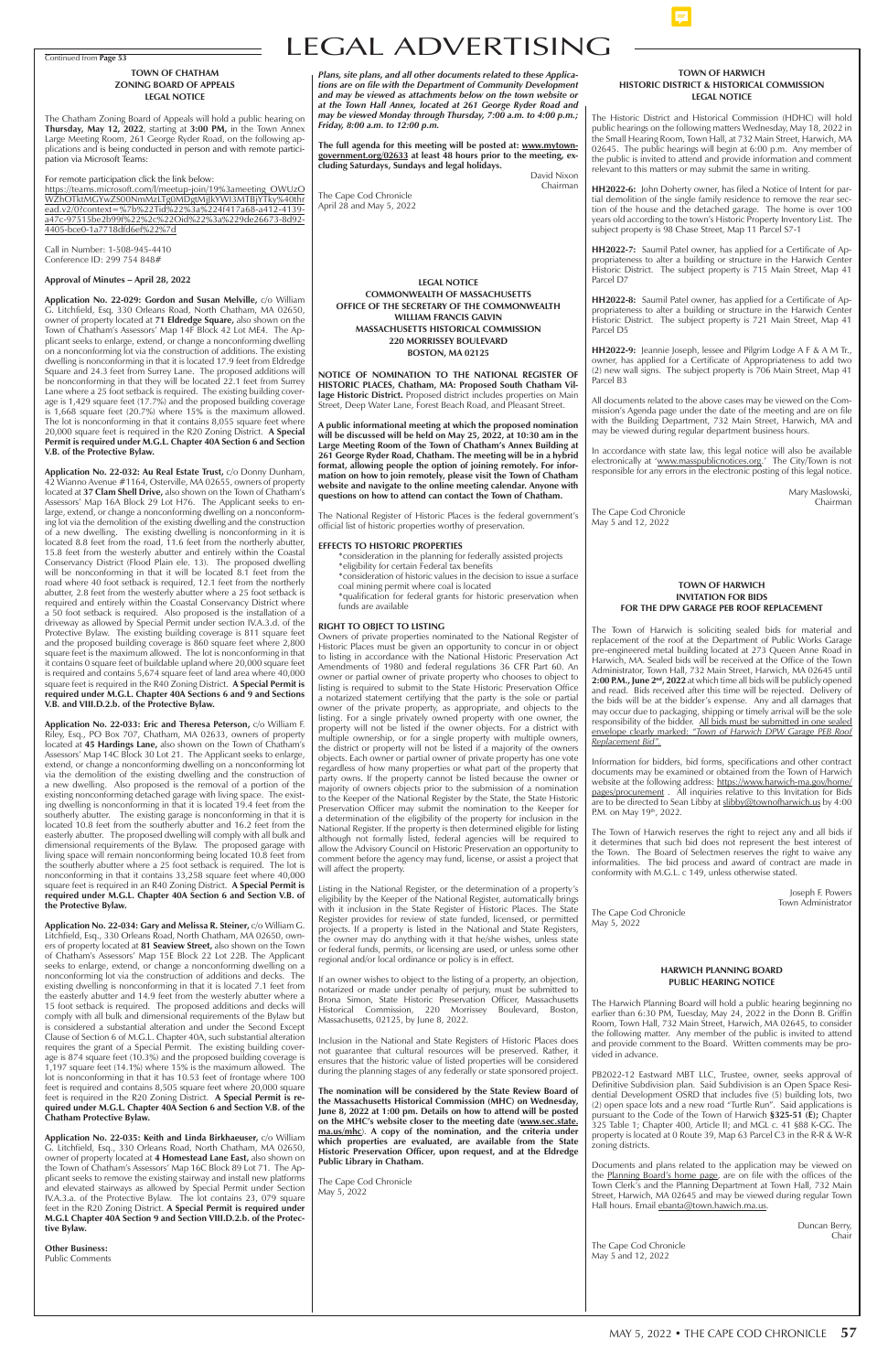# LEGAL ADVERTISING

Continued from Page 53

**TOWN OF CHATHAM**
**ZONING BOARD OF APPEALS**
**LEGAL NOTICE**

The Chatham Zoning Board of Appeals will hold a public hearing on **Thursday, May 12, 2022**, starting at **3:00 PM,** in the Town Annex Large Meeting Room, 261 George Ryder Road, on the following applications and is being conducted in person and with remote participation via Microsoft Teams:

For remote participation click the link below:
https://teams.microsoft.com/l/meetup-join/19%3ameeting_OWUzOWZhOTktMGYwZS00NmMzLTg0MDgtMjJkYWI3MTBjYTky%40thread.v2/0?context=%7b%22Tid%22%3a%224f417a68-a412-4139-a47c-97515be2b99f%22%2c%22Oid%22%3a%229de26673-8d92-4405-bce0-1a7718dfd6ef%22%7d

Call in Number: 1-508-945-4410
Conference ID: 299 754 848#

**Approval of Minutes – April 28, 2022**

**Application No. 22-029: Gordon and Susan Melville,** c/o William G. Litchfield, Esq, 330 Orleans Road, North Chatham, MA 02650, owner of property located at **71 Eldredge Square,** also shown on the Town of Chatham's Assessors' Map 14F Block 42 Lot ME4. The Applicant seeks to enlarge, extend, or change a nonconforming dwelling on a nonconforming lot via the construction of additions. The existing dwelling is nonconforming in that it is located 17.9 feet from Eldredge Square and 24.3 feet from Surrey Lane. The proposed additions will be nonconforming in that they will be located 22.1 feet from Surrey Lane where a 25 foot setback is required. The existing building coverage is 1,429 square feet (17.7%) and the proposed building coverage is 1,668 square feet (20.7%) where 15% is the maximum allowed. The lot is nonconforming in that it contains 8,055 square feet where 20,000 square feet is required in the R20 Zoning District. **A Special Permit is required under M.G.L. Chapter 40A Section 6 and Section V.B. of the Protective Bylaw.**

**Application No. 22-032: Au Real Estate Trust,** c/o Donny Dunham, 42 Wianno Avenue #1164, Osterville, MA 02655, owners of property located at **37 Clam Shell Drive,** also shown on the Town of Chatham's Assessors' Map 16A Block 29 Lot H76. The Applicant seeks to enlarge, extend, or change a nonconforming dwelling on a nonconforming lot via the demolition of the existing dwelling and the construction of a new dwelling. The existing dwelling is nonconforming in it is located 8.8 feet from the road, 11.6 feet from the northerly abutter, 15.8 feet from the westerly abutter and entirely within the Coastal Conservancy District (Flood Plain ele. 13). The proposed dwelling will be nonconforming in that it will be located 8.1 feet from the road where 40 foot setback is required, 12.1 feet from the northerly abutter, 2.8 feet from the westerly abutter where a 25 foot setback is required and entirely within the Coastal Conservancy District where a 50 foot setback is required. Also proposed is the installation of a driveway as allowed by Special Permit under section IV.A.3.d. of the Protective Bylaw. The existing building coverage is 811 square feet and the proposed building coverage is 860 square feet where 2,800 square feet is the maximum allowed. The lot is nonconforming in that it contains 0 square feet of buildable upland where 20,000 square feet is required and contains 5,674 square feet of land area where 40,000 square feet is required in the R40 Zoning District. **A Special Permit is required under M.G.L. Chapter 40A Sections 6 and 9 and Sections V.B. and VIII.D.2.b. of the Protective Bylaw.**

**Application No. 22-033: Eric and Theresa Peterson,** c/o William F. Riley, Esq., PO Box 707, Chatham, MA 02633, owners of property located at **45 Hardings Lane,** also shown on the Town of Chatham's Assessors' Map 14C Block 30 Lot 21. The Applicant seeks to enlarge, extend, or change a nonconforming dwelling on a nonconforming lot via the demolition of the existing dwelling and the construction of a new dwelling. Also proposed is the removal of a portion of the existing nonconforming detached garage with living space. The existing dwelling is nonconforming in that it is located 19.4 feet from the southerly abutter. The existing garage is nonconforming in that it is located 10.8 feet from the southerly abutter and 16.2 feet from the easterly abutter. The proposed dwelling will comply with all bulk and dimensional requirements of the Bylaw. The proposed garage with living space will remain nonconforming being located 10.8 feet from the southerly abutter where a 25 foot setback is required. The lot is nonconforming in that it contains 33,258 square feet where 40,000 square feet is required in an R40 Zoning District. **A Special Permit is required under M.G.L. Chapter 40A Section 6 and Section V.B. of the Protective Bylaw.**

**Application No. 22-034: Gary and Melissa R. Steiner,** c/o William G. Litchfield, Esq., 330 Orleans Road, North Chatham, MA 02650, owners of property located at **81 Seaview Street,** also shown on the Town of Chatham's Assessors' Map 15E Block 22 Lot 22B. The Applicant seeks to enlarge, extend, or change a nonconforming dwelling on a nonconforming lot via the construction of additions and decks. The existing dwelling is nonconforming in that it is located 7.1 feet from the easterly abutter and 14.9 feet from the westerly abutter where a 15 foot setback is required. The proposed additions and decks will comply with all bulk and dimensional requirements of the Bylaw but is considered a substantial alteration and under the Second Except Clause of Section 6 of M.G.L. Chapter 40A, such substantial alteration requires the grant of a Special Permit. The existing building coverage is 874 square feet (10.3%) and the proposed building coverage is 1,197 square feet (14.1%) where 15% is the maximum allowed. The lot is nonconforming in that it has 10.53 feet of frontage where 100 feet is required and contains 8,505 square feet where 20,000 square feet is required in the R20 Zoning District. **A Special Permit is required under M.G.L. Chapter 40A Section 6 and Section V.B. of the Chatham Protective Bylaw.**

**Application No. 22-035: Keith and Linda Birkhaeuser,** c/o William G. Litchfield, Esq., 330 Orleans Road, North Chatham, MA 02650, owner of property located at **4 Homestead Lane East,** also shown on the Town of Chatham's Assessors' Map 16C Block 89 Lot 71. The Applicant seeks to remove the existing stairway and install new platforms and elevated stairways as allowed by Special Permit under Section IV.A.3.a. of the Protective Bylaw. The lot contains 23, 079 square feet in the R20 Zoning District. **A Special Permit is required under M.G.L Chapter 40A Section 9 and Section VIII.D.2.b. of the Protective Bylaw.**

**Other Business:**
Public Comments

***Plans, site plans, and all other documents related to these Applications are on file with the Department of Community Development and may be viewed as attachments below on the town website or at the Town Hall Annex, located at 261 George Ryder Road and may be viewed Monday through Thursday, 7:00 a.m. to 4:00 p.m.; Friday, 8:00 a.m. to 12:00 p.m.***

**The full agenda for this meeting will be posted at: www.mytowngovernment.org/02633 at least 48 hours prior to the meeting, excluding Saturdays, Sundays and legal holidays.**

David Nixon
Chairman

The Cape Cod Chronicle
April 28 and May 5, 2022

**LEGAL NOTICE**
**COMMONWEALTH OF MASSACHUSETTS**
**OFFICE OF THE SECRETARY OF THE COMMONWEALTH**
**WILLIAM FRANCIS GALVIN**
**MASSACHUSETTS HISTORICAL COMMISSION**
**220 MORRISSEY BOULEVARD**
**BOSTON, MA 02125**

**NOTICE OF NOMINATION TO THE NATIONAL REGISTER OF HISTORIC PLACES, Chatham, MA: Proposed South Chatham Village Historic District.** Proposed district includes properties on Main Street, Deep Water Lane, Forest Beach Road, and Pleasant Street.

**A public informational meeting at which the proposed nomination will be discussed will be held on May 25, 2022, at 10:30 am in the Large Meeting Room of the Town of Chatham's Annex Building at 261 George Ryder Road, Chatham. The meeting will be in a hybrid format, allowing people the option of joining remotely. For information on how to join remotely, please visit the Town of Chatham website and navigate to the online meeting calendar. Anyone with questions on how to attend can contact the Town of Chatham.**

The National Register of Historic Places is the federal government's official list of historic properties worthy of preservation.

**EFFECTS TO HISTORIC PROPERTIES**

- *consideration in the planning for federally assisted projects
- *eligibility for certain Federal tax benefits
- *consideration of historic values in the decision to issue a surface coal mining permit where coal is located
- *qualification for federal grants for historic preservation when funds are available

**RIGHT TO OBJECT TO LISTING**

Owners of private properties nominated to the National Register of Historic Places must be given an opportunity to concur in or object to listing in accordance with the National Historic Preservation Act Amendments of 1980 and federal regulations 36 CFR Part 60. An owner or partial owner of private property who chooses to object to listing is required to submit to the State Historic Preservation Office a notarized statement certifying that the party is the sole or partial owner of the private property, as appropriate, and objects to the listing. For a single privately owned property with one owner, the property will not be listed if the owner objects. For a district with multiple ownership, or for a single property with multiple owners, the district or property will not be listed if a majority of the owners objects. Each owner or partial owner of private property has one vote regardless of how many properties or what part of the property that party owns. If the property cannot be listed because the owner or majority of owners objects prior to the submission of a nomination to the Keeper of the National Register by the State, the State Historic Preservation Officer may submit the nomination to the Keeper for a determination of the eligibility of the property for inclusion in the National Register. If the property is then determined eligible for listing although not formally listed, federal agencies will be required to allow the Advisory Council on Historic Preservation an opportunity to comment before the agency may fund, license, or assist a project that will affect the property.

Listing in the National Register, or the determination of a property's eligibility by the Keeper of the National Register, automatically brings with it inclusion in the State Register of Historic Places. The State Register provides for review of state funded, licensed, or permitted projects. If a property is listed in the National and State Registers, the owner may do anything with it that he/she wishes, unless state or federal funds, permits, or licensing are used, or unless some other regional and/or local ordinance or policy is in effect.

If an owner wishes to object to the listing of a property, an objection, notarized or made under penalty of perjury, must be submitted to Brona Simon, State Historic Preservation Officer, Massachusetts Historical Commission, 220 Morrissey Boulevard, Boston, Massachusetts, 02125, by June 8, 2022.

Inclusion in the National and State Registers of Historic Places does not guarantee that cultural resources will be preserved. Rather, it ensures that the historic value of listed properties will be considered during the planning stages of any federally or state sponsored project.

**The nomination will be considered by the State Review Board of the Massachusetts Historical Commission (MHC) on Wednesday, June 8, 2022 at 1:00 pm. Details on how to attend will be posted on the MHC's website closer to the meeting date (www.sec.state.ma.us/mhc). A copy of the nomination, and the criteria under which properties are evaluated, are available from the State Historic Preservation Officer, upon request, and at the Eldredge Public Library in Chatham.**

The Cape Cod Chronicle
May 5, 2022

**TOWN OF HARWICH**
**HISTORIC DISTRICT & HISTORICAL COMMISSION**
**LEGAL NOTICE**

The Historic District and Historical Commission (HDHC) will hold public hearings on the following matters Wednesday, May 18, 2022 in the Small Hearing Room, Town Hall, at 732 Main Street, Harwich, MA 02645. The public hearings will begin at 6:00 p.m. Any member of the public is invited to attend and provide information and comment relevant to this matters or may submit the same in writing.

**HH2022-6:** John Doherty owner, has filed a Notice of Intent for partial demolition of the single family residence to remove the rear section of the house and the detached garage. The home is over 100 years old according to the town's Historic Property Inventory List. The subject property is 98 Chase Street, Map 11 Parcel S7-1

**HH2022-7:** Saumil Patel owner, has applied for a Certificate of Appropriateness to alter a building or structure in the Harwich Center Historic District. The subject property is 715 Main Street, Map 41 Parcel D7

**HH2022-8:** Saumil Patel owner, has applied for a Certificate of Appropriateness to alter a building or structure in the Harwich Center Historic District. The subject property is 721 Main Street, Map 41 Parcel D5

**HH2022-9:** Jeannie Joseph, lessee and Pilgrim Lodge A F & A M Tr., owner, has applied for a Certificate of Appropriateness to add two (2) new wall signs. The subject property is 706 Main Street, Map 41 Parcel B3

All documents related to the above cases may be viewed on the Commission's Agenda page under the date of the meeting and are on file with the Building Department, 732 Main Street, Harwich, MA and may be viewed during regular department business hours.

In accordance with state law, this legal notice will also be available electronically at 'www.masspublicnotices.org.' The City/Town is not responsible for any errors in the electronic posting of this legal notice.

Mary Maslowski,
Chairman

The Cape Cod Chronicle
May 5 and 12, 2022

**TOWN OF HARWICH**
**INVITATION FOR BIDS**
**FOR THE DPW GARAGE PEB ROOF REPLACEMENT**

The Town of Harwich is soliciting sealed bids for material and replacement of the roof at the Department of Public Works Garage pre-engineered metal building located at 273 Queen Anne Road in Harwich, MA. Sealed bids will be received at the Office of the Town Administrator, Town Hall, 732 Main Street, Harwich, MA 02645 until **2:00 P.M., June 2nd, 2022** at which time all bids will be publicly opened and read. Bids received after this time will be rejected. Delivery of the bids will be at the bidder's expense. Any and all damages that may occur due to packaging, shipping or timely arrival will be the sole responsibility of the bidder. All bids must be submitted in one sealed envelope clearly marked: *"Town of Harwich DPW Garage PEB Roof Replacement Bid"*.

Information for bidders, bid forms, specifications and other contract documents may be examined or obtained from the Town of Harwich website at the following address: https://www.harwich-ma.gov/home/pages/procurement . All inquiries relative to this Invitation for Bids are to be directed to Sean Libby at slibby@townofharwich.us by 4:00 P.M. on May 19th, 2022.

The Town of Harwich reserves the right to reject any and all bids if it determines that such bid does not represent the best interest of the Town. The Board of Selectmen reserves the right to waive any informalities. The bid process and award of contract are made in conformity with M.G.L. c 149, unless otherwise stated.

Joseph F. Powers
Town Administrator

The Cape Cod Chronicle
May 5, 2022

**HARWICH PLANNING BOARD**
**PUBLIC HEARING NOTICE**

The Harwich Planning Board will hold a public hearing beginning no earlier than 6:30 PM, Tuesday, May 24, 2022 in the Donn B. Griffin Room, Town Hall, 732 Main Street, Harwich, MA 02645, to consider the following matter. Any member of the public is invited to attend and provide comment to the Board. Written comments may be provided in advance.

PB2022-12 Eastward MBT LLC, Trustee, owner, seeks approval of Definitive Subdivision plan. Said Subdivision is an Open Space Residential Development OSRD that includes five (5) building lots, two (2) open space lots and a new road "Turtle Run". Said applications is pursuant to the Code of the Town of Harwich **§325-51 (E);** Chapter 325 Table 1; Chapter 400, Article II; and MGL c. 41 §88 K-GG. The property is located at 0 Route 39, Map 63 Parcel C3 in the R-R & W-R zoning districts.

Documents and plans related to the application may be viewed on the Planning Board's home page, are on file with the offices of the Town Clerk's and the Planning Department at Town Hall, 732 Main Street, Harwich, MA 02645 and may be viewed during regular Town Hall hours. Email ebanta@town.hawich.ma.us.

Duncan Berry,
Chair

The Cape Cod Chronicle
May 5 and 12, 2022